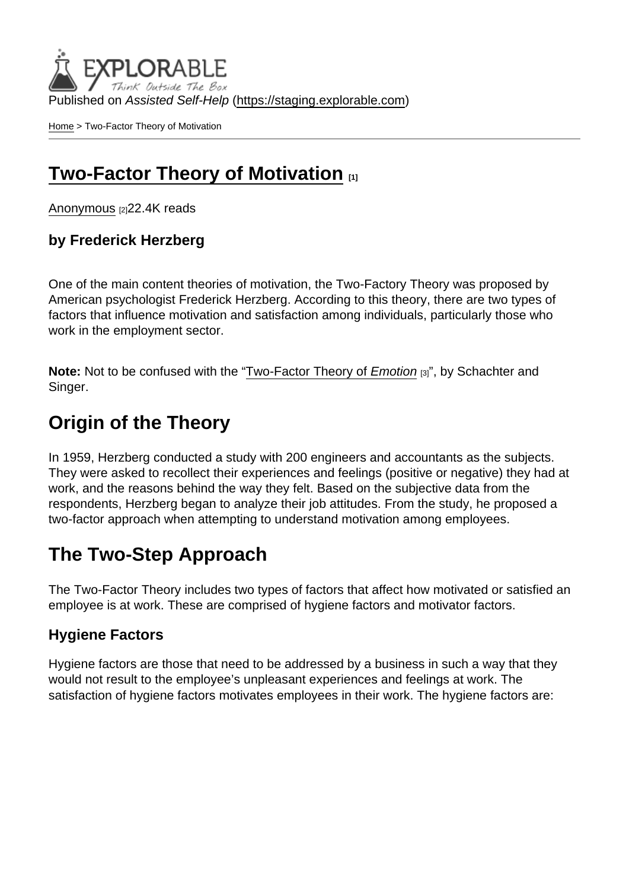Published on *Assisted Self-Help* (https://staging.explorable.com)

Home > Two-Factor Theory of Motivation

# Two-Factor Theory of Motivation [1]

Anonymous [2] 22.4K reads

**by Frederick Herzberg**

One of the main content theories of motivation, the Two-Factory Theory was proposed by American psychologist Frederick Herzberg. According to this theory, there are two types of factors that influence motivation and satisfaction among individuals, particularly those who work in the employment sector.

**Note:** Not to be confused with the "Two-Factor Theory of *Emotion* [3]", by Schachter and Singer.

## Origin of the Theory

In 1959, Herzberg conducted a study with 200 engineers and accountants as the subjects. They were asked to recollect their experiences and feelings (positive or negative) they had at work, and the reasons behind the way they felt. Based on the subjective data from the respondents, Herzberg began to analyze their job attitudes. From the study, he proposed a two-factor approach when attempting to understand motivation among employees.

## The Two-Step Approach

The Two-Factor Theory includes two types of factors that affect how motivated or satisfied an employee is at work. These are comprised of hygiene factors and motivator factors.

### Hygiene Factors

Hygiene factors are those that need to be addressed by a business in such a way that they would not result to the employee's unpleasant experiences and feelings at work. The satisfaction of hygiene factors motivates employees in their work. The hygiene factors are: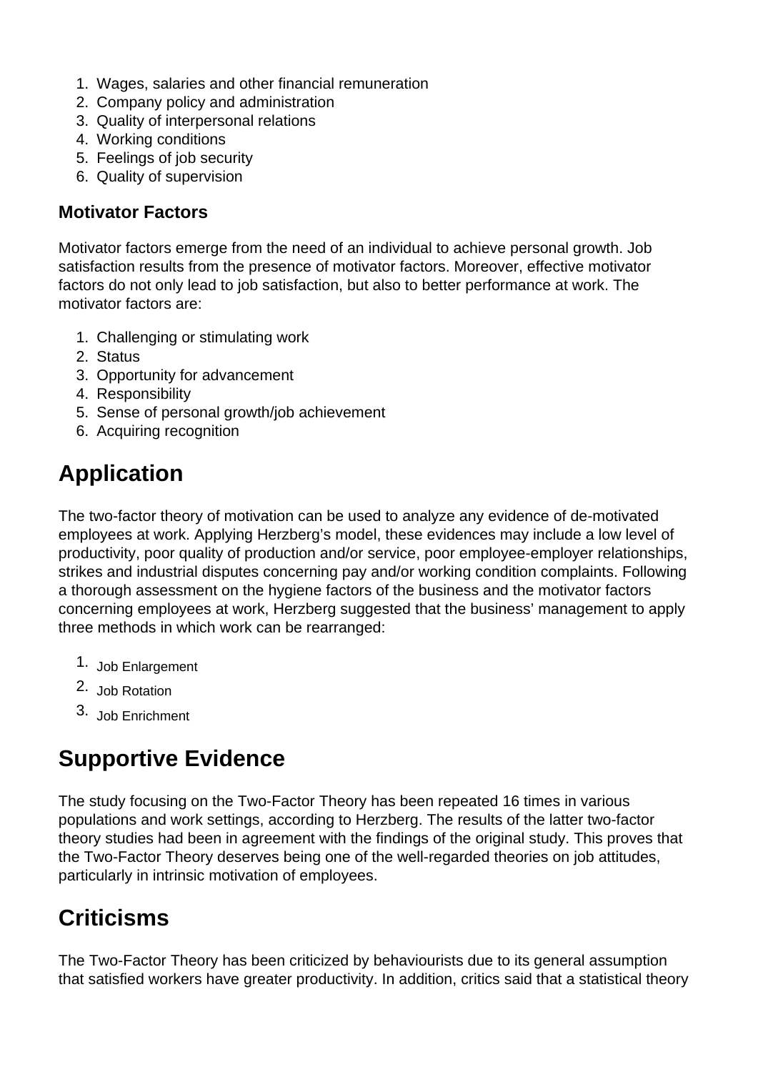1. Wages, salaries and other financial remuneration
2. Company policy and administration
3. Quality of interpersonal relations
4. Working conditions
5. Feelings of job security
6. Quality of supervision

### Motivator Factors

Motivator factors emerge from the need of an individual to achieve personal growth. Job satisfaction results from the presence of motivator factors. Moreover, effective motivator factors do not only lead to job satisfaction, but also to better performance at work. The motivator factors are:

1. Challenging or stimulating work
2. Status
3. Opportunity for advancement
4. Responsibility
5. Sense of personal growth/job achievement
6. Acquiring recognition

## Application

The two-factor theory of motivation can be used to analyze any evidence of de-motivated employees at work. Applying Herzberg's model, these evidences may include a low level of productivity, poor quality of production and/or service, poor employee-employer relationships, strikes and industrial disputes concerning pay and/or working condition complaints. Following a thorough assessment on the hygiene factors of the business and the motivator factors concerning employees at work, Herzberg suggested that the business' management to apply three methods in which work can be rearranged:

1. Job Enlargement
2. Job Rotation
3. Job Enrichment

## Supportive Evidence

The study focusing on the Two-Factor Theory has been repeated 16 times in various populations and work settings, according to Herzberg. The results of the latter two-factor theory studies had been in agreement with the findings of the original study. This proves that the Two-Factor Theory deserves being one of the well-regarded theories on job attitudes, particularly in intrinsic motivation of employees.

## Criticisms

The Two-Factor Theory has been criticized by behaviourists due to its general assumption that satisfied workers have greater productivity. In addition, critics said that a statistical theory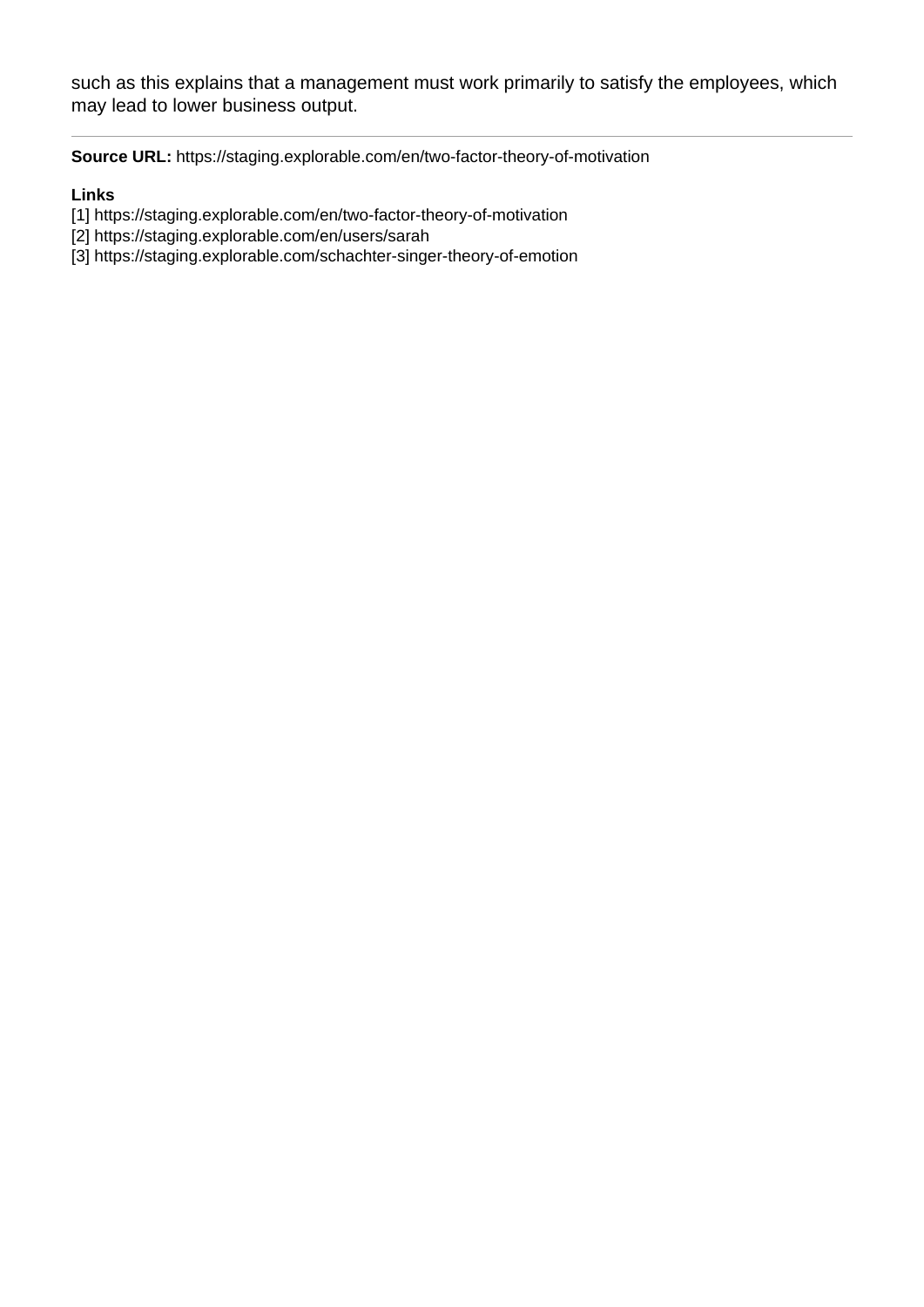such as this explains that a management must work primarily to satisfy the employees, which may lead to lower business output.

---

**Source URL:** https://staging.explorable.com/en/two-factor-theory-of-motivation

**Links**

[1] https://staging.explorable.com/en/two-factor-theory-of-motivation
[2] https://staging.explorable.com/en/users/sarah
[3] https://staging.explorable.com/schachter-singer-theory-of-emotion